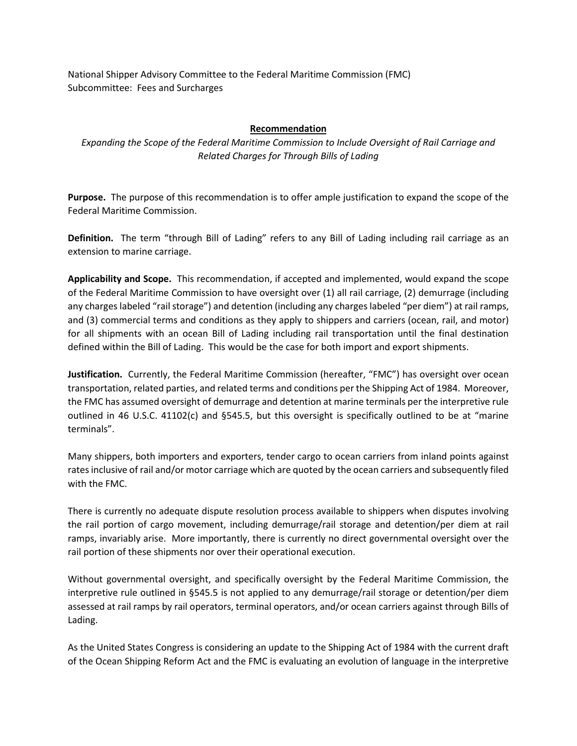National Shipper Advisory Committee to the Federal Maritime Commission (FMC)
Subcommittee: Fees and Surcharges

## Recommendation

*Expanding the Scope of the Federal Maritime Commission to Include Oversight of Rail Carriage and Related Charges for Through Bills of Lading*

**Purpose.** The purpose of this recommendation is to offer ample justification to expand the scope of the Federal Maritime Commission.

**Definition.** The term "through Bill of Lading" refers to any Bill of Lading including rail carriage as an extension to marine carriage.

**Applicability and Scope.** This recommendation, if accepted and implemented, would expand the scope of the Federal Maritime Commission to have oversight over (1) all rail carriage, (2) demurrage (including any charges labeled "rail storage") and detention (including any charges labeled "per diem") at rail ramps, and (3) commercial terms and conditions as they apply to shippers and carriers (ocean, rail, and motor) for all shipments with an ocean Bill of Lading including rail transportation until the final destination defined within the Bill of Lading. This would be the case for both import and export shipments.

**Justification.** Currently, the Federal Maritime Commission (hereafter, "FMC") has oversight over ocean transportation, related parties, and related terms and conditions per the Shipping Act of 1984. Moreover, the FMC has assumed oversight of demurrage and detention at marine terminals per the interpretive rule outlined in 46 U.S.C. 41102(c) and §545.5, but this oversight is specifically outlined to be at "marine terminals".

Many shippers, both importers and exporters, tender cargo to ocean carriers from inland points against rates inclusive of rail and/or motor carriage which are quoted by the ocean carriers and subsequently filed with the FMC.

There is currently no adequate dispute resolution process available to shippers when disputes involving the rail portion of cargo movement, including demurrage/rail storage and detention/per diem at rail ramps, invariably arise. More importantly, there is currently no direct governmental oversight over the rail portion of these shipments nor over their operational execution.

Without governmental oversight, and specifically oversight by the Federal Maritime Commission, the interpretive rule outlined in §545.5 is not applied to any demurrage/rail storage or detention/per diem assessed at rail ramps by rail operators, terminal operators, and/or ocean carriers against through Bills of Lading.

As the United States Congress is considering an update to the Shipping Act of 1984 with the current draft of the Ocean Shipping Reform Act and the FMC is evaluating an evolution of language in the interpretive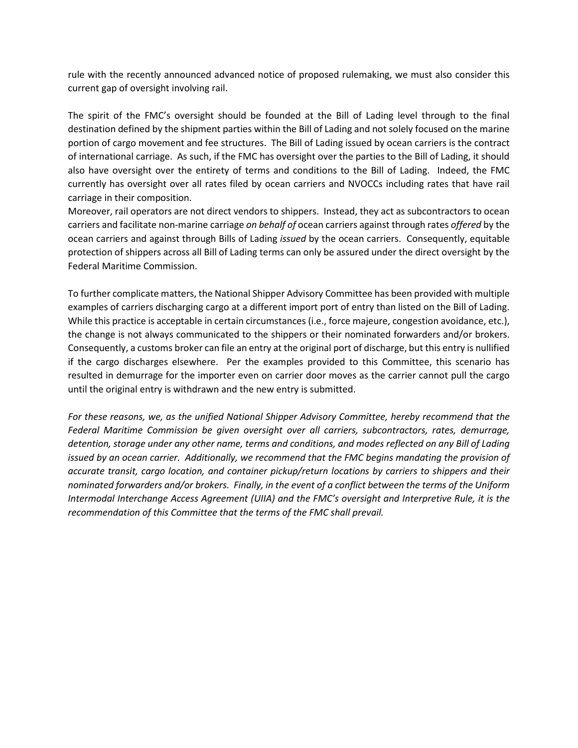rule with the recently announced advanced notice of proposed rulemaking, we must also consider this current gap of oversight involving rail.

The spirit of the FMC's oversight should be founded at the Bill of Lading level through to the final destination defined by the shipment parties within the Bill of Lading and not solely focused on the marine portion of cargo movement and fee structures. The Bill of Lading issued by ocean carriers is the contract of international carriage. As such, if the FMC has oversight over the parties to the Bill of Lading, it should also have oversight over the entirety of terms and conditions to the Bill of Lading. Indeed, the FMC currently has oversight over all rates filed by ocean carriers and NVOCCs including rates that have rail carriage in their composition.

Moreover, rail operators are not direct vendors to shippers. Instead, they act as subcontractors to ocean carriers and facilitate non-marine carriage *on behalf of* ocean carriers against through rates *offered* by the ocean carriers and against through Bills of Lading *issued* by the ocean carriers. Consequently, equitable protection of shippers across all Bill of Lading terms can only be assured under the direct oversight by the Federal Maritime Commission.

To further complicate matters, the National Shipper Advisory Committee has been provided with multiple examples of carriers discharging cargo at a different import port of entry than listed on the Bill of Lading. While this practice is acceptable in certain circumstances (i.e., force majeure, congestion avoidance, etc.), the change is not always communicated to the shippers or their nominated forwarders and/or brokers. Consequently, a customs broker can file an entry at the original port of discharge, but this entry is nullified if the cargo discharges elsewhere. Per the examples provided to this Committee, this scenario has resulted in demurrage for the importer even on carrier door moves as the carrier cannot pull the cargo until the original entry is withdrawn and the new entry is submitted.

*For these reasons, we, as the unified National Shipper Advisory Committee, hereby recommend that the Federal Maritime Commission be given oversight over all carriers, subcontractors, rates, demurrage, detention, storage under any other name, terms and conditions, and modes reflected on any Bill of Lading issued by an ocean carrier. Additionally, we recommend that the FMC begins mandating the provision of accurate transit, cargo location, and container pickup/return locations by carriers to shippers and their nominated forwarders and/or brokers. Finally, in the event of a conflict between the terms of the Uniform Intermodal Interchange Access Agreement (UIIA) and the FMC's oversight and Interpretive Rule, it is the recommendation of this Committee that the terms of the FMC shall prevail.*